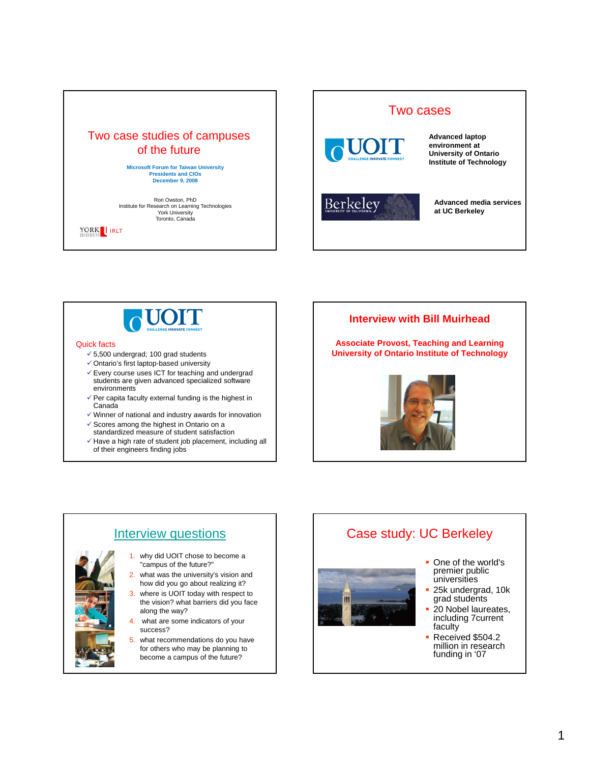# Two case studies of campuses of the future

**Microsoft Forum for Taiwan University Presidents and CIOs**
**December 9, 2008**

Ron Owston, PhD
Institute for Research on Learning Technologies
York University
Toronto, Canada

YORK | IRLT

## Two cases

UOIT — **Advanced laptop environment at University of Ontario Institute of Technology**

Berkeley — **Advanced media services at UC Berkeley**

## UOIT

Quick facts

- ✓ 5,500 undergrad; 100 grad students
- ✓ Ontario's first laptop-based university
- ✓ Every course uses ICT for teaching and undergrad students are given advanced specialized software environments
- ✓ Per capita faculty external funding is the highest in Canada
- ✓ Winner of national and industry awards for innovation
- ✓ Scores among the highest in Ontario on a standardized measure of student satisfaction
- ✓ Have a high rate of student job placement, including all of their engineers finding jobs

## Interview with Bill Muirhead

**Associate Provost, Teaching and Learning**
**University of Ontario Institute of Technology**

## Interview questions

1. why did UOIT chose to become a "campus of the future?"
2. what was the university's vision and how did you go about realizing it?
3. where is UOIT today with respect to the vision? what barriers did you face along the way?
4. what are some indicators of your success?
5. what recommendations do you have for others who may be planning to become a campus of the future?

## Case study: UC Berkeley

- One of the world's premier public universities
- 25k undergrad, 10k grad students
- 20 Nobel laureates, including 7current faculty
- Received $504.2 million in research funding in '07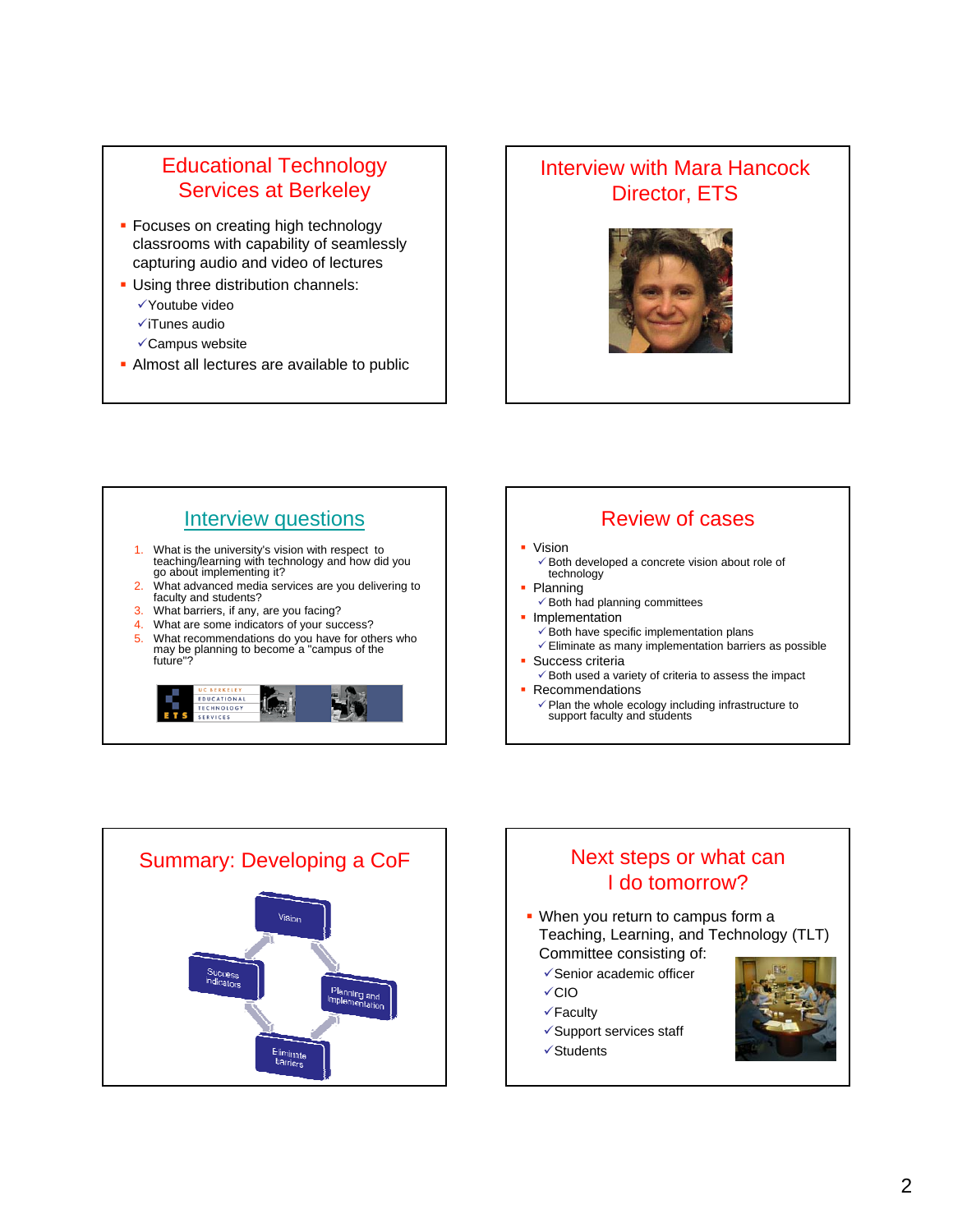## Educational Technology Services at Berkeley

- Focuses on creating high technology classrooms with capability of seamlessly capturing audio and video of lectures
- Using three distribution channels:
  - ✓Youtube video
  - ✓iTunes audio
  - ✓Campus website
- Almost all lectures are available to public

## Interview with Mara Hancock Director, ETS

## Interview questions

1. What is the university's vision with respect to teaching/learning with technology and how did you go about implementing it?
2. What advanced media services are you delivering to faculty and students?
3. What barriers, if any, are you facing?
4. What are some indicators of your success?
5. What recommendations do you have for others who may be planning to become a "campus of the future"?

## Review of cases

- Vision
  - ✓Both developed a concrete vision about role of technology
- Planning
  - ✓Both had planning committees
- Implementation
  - ✓Both have specific implementation plans
  - ✓Eliminate as many implementation barriers as possible
- Success criteria
  - ✓Both used a variety of criteria to assess the impact
- Recommendations
  - ✓Plan the whole ecology including infrastructure to support faculty and students

## Summary: Developing a CoF

Vision → Planning and Implementation → Eliminate barriers → Success indicators

## Next steps or what can I do tomorrow?

- When you return to campus form a Teaching, Learning, and Technology (TLT) Committee consisting of:
  - ✓Senior academic officer
  - ✓CIO
  - ✓Faculty
  - ✓Support services staff
  - ✓Students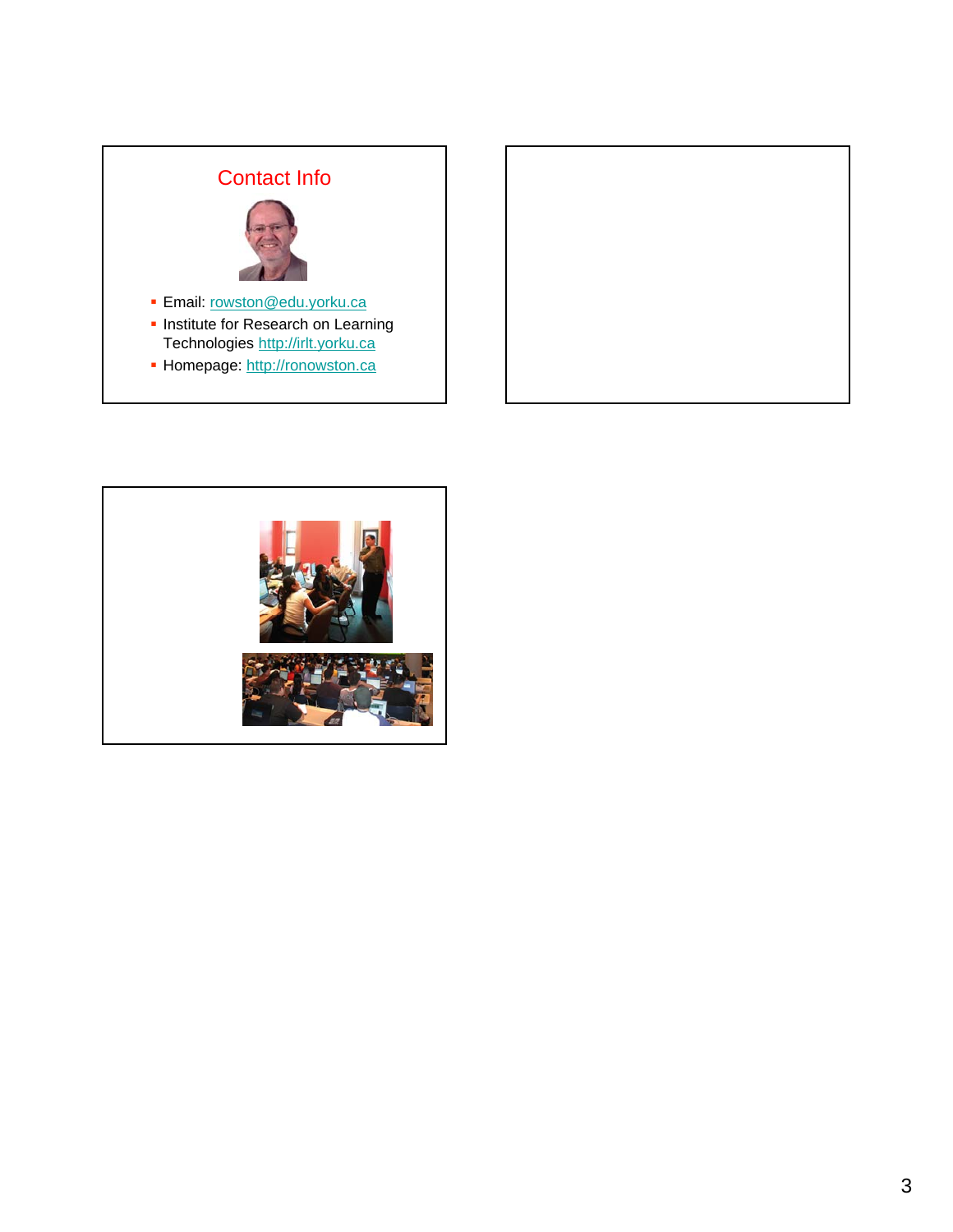## Contact Info

- Email: rowston@edu.yorku.ca
- Institute for Research on Learning Technologies http://irlt.yorku.ca
- Homepage: http://ronowston.ca